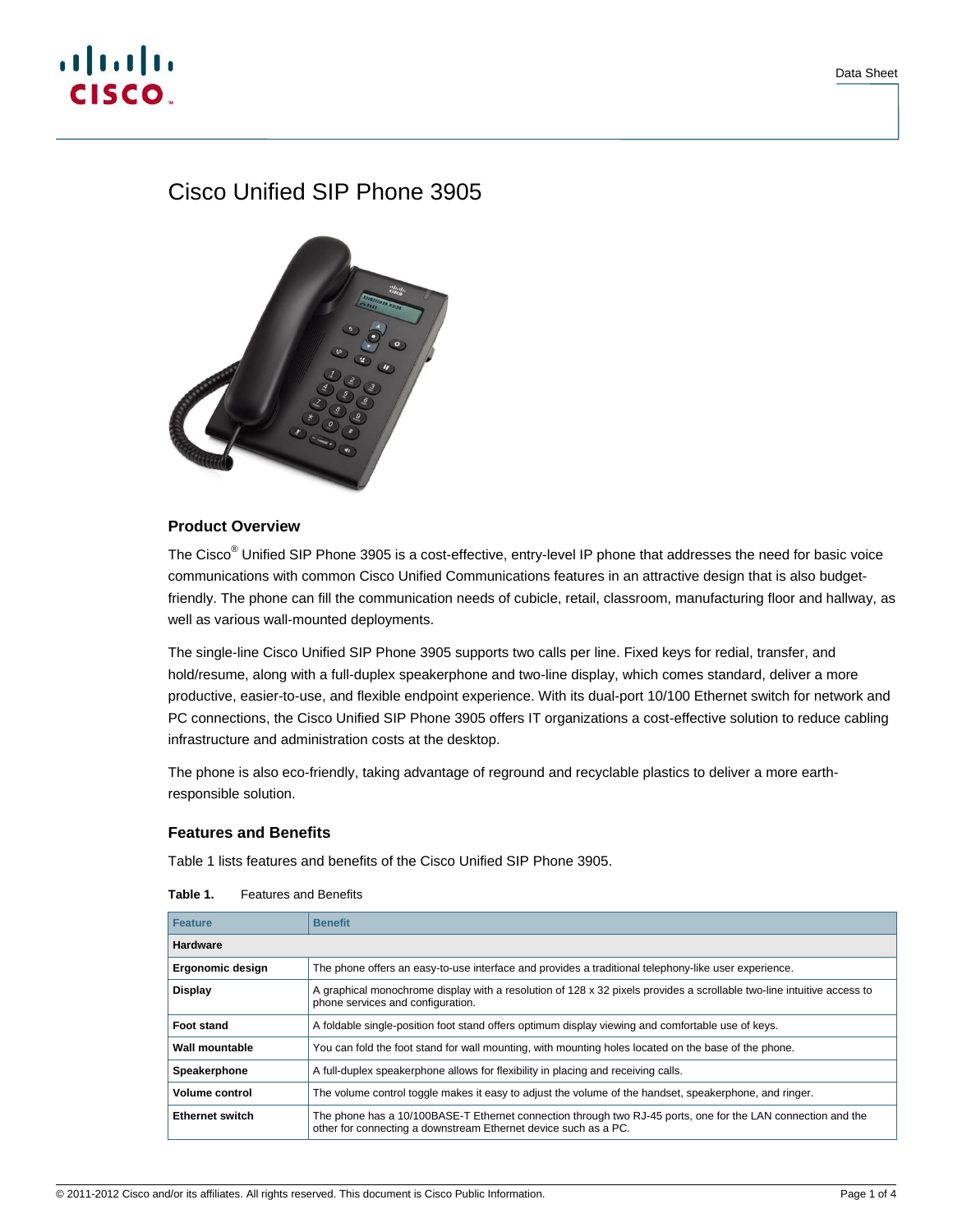# Cisco Unified SIP Phone 3905

## Product Overview

The Cisco® Unified SIP Phone 3905 is a cost-effective, entry-level IP phone that addresses the need for basic voice communications with common Cisco Unified Communications features in an attractive design that is also budget-friendly. The phone can fill the communication needs of cubicle, retail, classroom, manufacturing floor and hallway, as well as various wall-mounted deployments.

The single-line Cisco Unified SIP Phone 3905 supports two calls per line. Fixed keys for redial, transfer, and hold/resume, along with a full-duplex speakerphone and two-line display, which comes standard, deliver a more productive, easier-to-use, and flexible endpoint experience. With its dual-port 10/100 Ethernet switch for network and PC connections, the Cisco Unified SIP Phone 3905 offers IT organizations a cost-effective solution to reduce cabling infrastructure and administration costs at the desktop.

The phone is also eco-friendly, taking advantage of reground and recyclable plastics to deliver a more earth-responsible solution.

## Features and Benefits

Table 1 lists features and benefits of the Cisco Unified SIP Phone 3905.

**Table 1.** Features and Benefits

| Feature | Benefit |
|---|---|
| **Hardware** | |
| **Ergonomic design** | The phone offers an easy-to-use interface and provides a traditional telephony-like user experience. |
| **Display** | A graphical monochrome display with a resolution of 128 x 32 pixels provides a scrollable two-line intuitive access to phone services and configuration. |
| **Foot stand** | A foldable single-position foot stand offers optimum display viewing and comfortable use of keys. |
| **Wall mountable** | You can fold the foot stand for wall mounting, with mounting holes located on the base of the phone. |
| **Speakerphone** | A full-duplex speakerphone allows for flexibility in placing and receiving calls. |
| **Volume control** | The volume control toggle makes it easy to adjust the volume of the handset, speakerphone, and ringer. |
| **Ethernet switch** | The phone has a 10/100BASE-T Ethernet connection through two RJ-45 ports, one for the LAN connection and the other for connecting a downstream Ethernet device such as a PC. |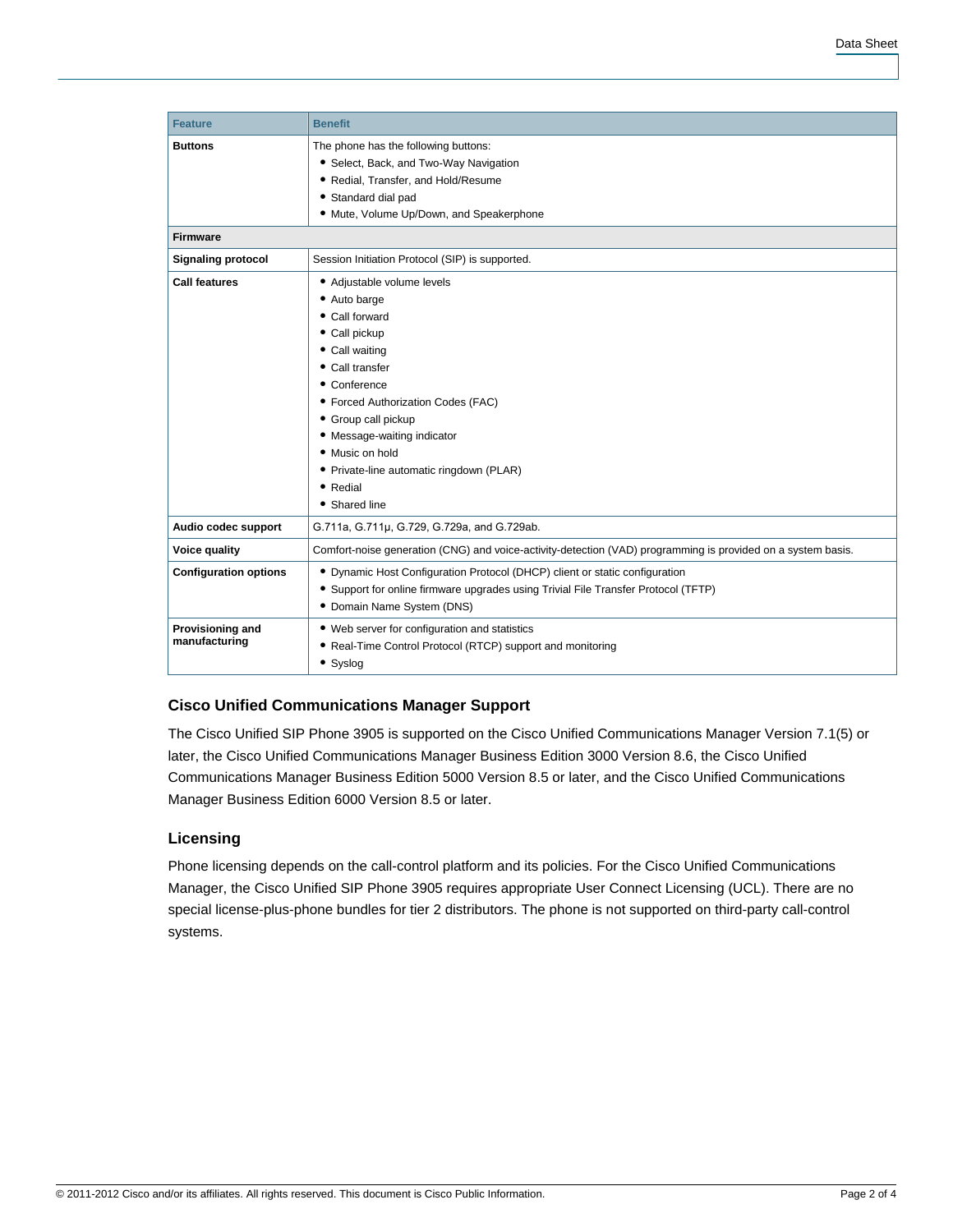| Feature | Benefit |
|---|---|
| **Buttons** | The phone has the following buttons:<br>• Select, Back, and Two-Way Navigation<br>• Redial, Transfer, and Hold/Resume<br>• Standard dial pad<br>• Mute, Volume Up/Down, and Speakerphone |
| **Firmware** | |
| **Signaling protocol** | Session Initiation Protocol (SIP) is supported. |
| **Call features** | • Adjustable volume levels<br>• Auto barge<br>• Call forward<br>• Call pickup<br>• Call waiting<br>• Call transfer<br>• Conference<br>• Forced Authorization Codes (FAC)<br>• Group call pickup<br>• Message-waiting indicator<br>• Music on hold<br>• Private-line automatic ringdown (PLAR)<br>• Redial<br>• Shared line |
| **Audio codec support** | G.711a, G.711µ, G.729, G.729a, and G.729ab. |
| **Voice quality** | Comfort-noise generation (CNG) and voice-activity-detection (VAD) programming is provided on a system basis. |
| **Configuration options** | • Dynamic Host Configuration Protocol (DHCP) client or static configuration<br>• Support for online firmware upgrades using Trivial File Transfer Protocol (TFTP)<br>• Domain Name System (DNS) |
| **Provisioning and manufacturing** | • Web server for configuration and statistics<br>• Real-Time Control Protocol (RTCP) support and monitoring<br>• Syslog |

### Cisco Unified Communications Manager Support

The Cisco Unified SIP Phone 3905 is supported on the Cisco Unified Communications Manager Version 7.1(5) or later, the Cisco Unified Communications Manager Business Edition 3000 Version 8.6, the Cisco Unified Communications Manager Business Edition 5000 Version 8.5 or later, and the Cisco Unified Communications Manager Business Edition 6000 Version 8.5 or later.

### Licensing

Phone licensing depends on the call-control platform and its policies. For the Cisco Unified Communications Manager, the Cisco Unified SIP Phone 3905 requires appropriate User Connect Licensing (UCL). There are no special license-plus-phone bundles for tier 2 distributors. The phone is not supported on third-party call-control systems.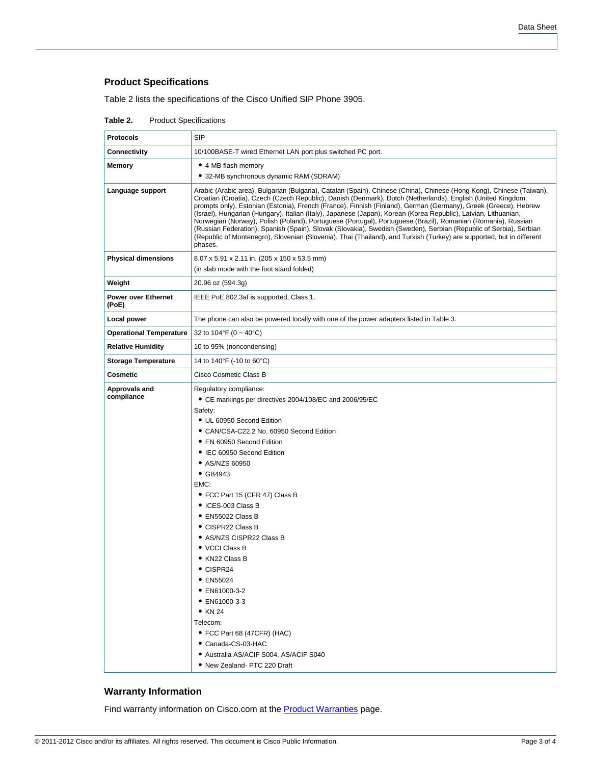## Product Specifications

Table 2 lists the specifications of the Cisco Unified SIP Phone 3905.

**Table 2.** Product Specifications

| | |
|---|---|
| **Protocols** | SIP |
| **Connectivity** | 10/100BASE-T wired Ethernet LAN port plus switched PC port. |
| **Memory** | • 4-MB flash memory<br>• 32-MB synchronous dynamic RAM (SDRAM) |
| **Language support** | Arabic (Arabic area), Bulgarian (Bulgaria), Catalan (Spain), Chinese (China), Chinese (Hong Kong), Chinese (Taiwan), Croatian (Croatia), Czech (Czech Republic), Danish (Denmark), Dutch (Netherlands), English (United Kingdom; prompts only), Estonian (Estonia), French (France), Finnish (Finland), German (Germany), Greek (Greece), Hebrew (Israel), Hungarian (Hungary), Italian (Italy), Japanese (Japan), Korean (Korea Republic), Latvian, Lithuanian, Norwegian (Norway), Polish (Poland), Portuguese (Portugal), Portuguese (Brazil), Romanian (Romania), Russian (Russian Federation), Spanish (Spain), Slovak (Slovakia), Swedish (Sweden), Serbian (Republic of Serbia), Serbian (Republic of Montenegro), Slovenian (Slovenia), Thai (Thailand), and Turkish (Turkey) are supported, but in different phases. |
| **Physical dimensions** | 8.07 x 5.91 x 2.11 in. (205 x 150 x 53.5 mm)<br>(in slab mode with the foot stand folded) |
| **Weight** | 20.96 oz (594.3g) |
| **Power over Ethernet (PoE)** | IEEE PoE 802.3af is supported, Class 1. |
| **Local power** | The phone can also be powered locally with one of the power adapters listed in Table 3. |
| **Operational Temperature** | 32 to 104°F (0 ~ 40°C) |
| **Relative Humidity** | 10 to 95% (noncondensing) |
| **Storage Temperature** | 14 to 140°F (-10 to 60°C) |
| **Cosmetic** | Cisco Cosmetic Class B |
| **Approvals and compliance** | Regulatory compliance:<br>• CE markings per directives 2004/108/EC and 2006/95/EC<br>Safety:<br>• UL 60950 Second Edition<br>• CAN/CSA-C22.2 No. 60950 Second Edition<br>• EN 60950 Second Edition<br>• IEC 60950 Second Edition<br>• AS/NZS 60950<br>• GB4943<br>EMC:<br>• FCC Part 15 (CFR 47) Class B<br>• ICES-003 Class B<br>• EN55022 Class B<br>• CISPR22 Class B<br>• AS/NZS CISPR22 Class B<br>• VCCI Class B<br>• KN22 Class B<br>• CISPR24<br>• EN55024<br>• EN61000-3-2<br>• EN61000-3-3<br>• KN 24<br>Telecom:<br>• FCC Part 68 (47CFR) (HAC)<br>• Canada-CS-03-HAC<br>• Australia AS/ACIF S004, AS/ACIF S040<br>• New Zealand- PTC 220 Draft |

## Warranty Information

Find warranty information on Cisco.com at the Product Warranties page.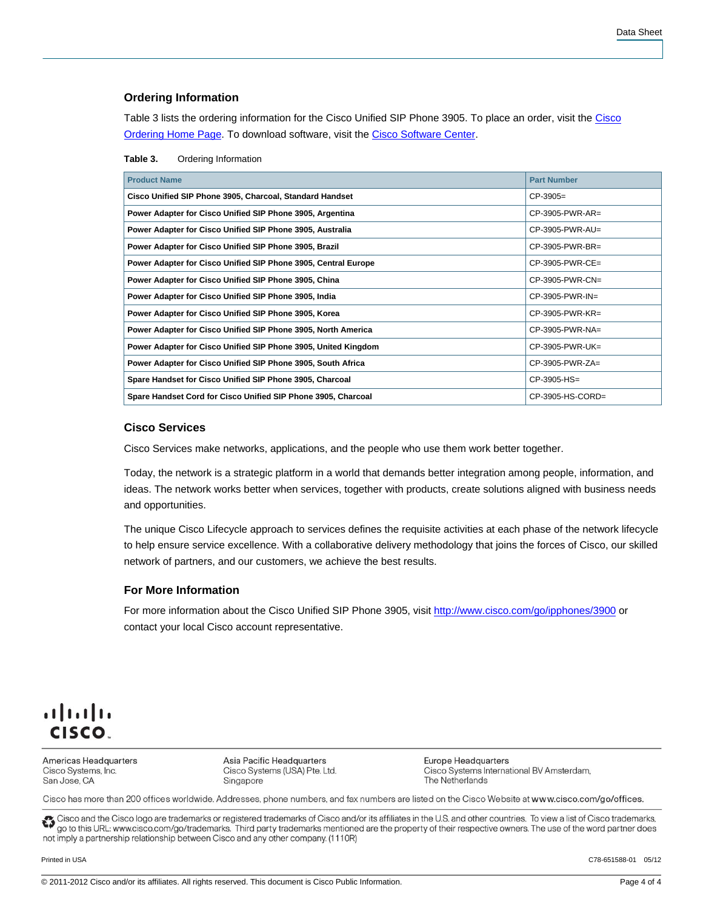## Ordering Information

Table 3 lists the ordering information for the Cisco Unified SIP Phone 3905. To place an order, visit the Cisco Ordering Home Page. To download software, visit the Cisco Software Center.

**Table 3.** Ordering Information

| Product Name | Part Number |
|---|---|
| **Cisco Unified SIP Phone 3905, Charcoal, Standard Handset** | CP-3905= |
| **Power Adapter for Cisco Unified SIP Phone 3905, Argentina** | CP-3905-PWR-AR= |
| **Power Adapter for Cisco Unified SIP Phone 3905, Australia** | CP-3905-PWR-AU= |
| **Power Adapter for Cisco Unified SIP Phone 3905, Brazil** | CP-3905-PWR-BR= |
| **Power Adapter for Cisco Unified SIP Phone 3905, Central Europe** | CP-3905-PWR-CE= |
| **Power Adapter for Cisco Unified SIP Phone 3905, China** | CP-3905-PWR-CN= |
| **Power Adapter for Cisco Unified SIP Phone 3905, India** | CP-3905-PWR-IN= |
| **Power Adapter for Cisco Unified SIP Phone 3905, Korea** | CP-3905-PWR-KR= |
| **Power Adapter for Cisco Unified SIP Phone 3905, North America** | CP-3905-PWR-NA= |
| **Power Adapter for Cisco Unified SIP Phone 3905, United Kingdom** | CP-3905-PWR-UK= |
| **Power Adapter for Cisco Unified SIP Phone 3905, South Africa** | CP-3905-PWR-ZA= |
| **Spare Handset for Cisco Unified SIP Phone 3905, Charcoal** | CP-3905-HS= |
| **Spare Handset Cord for Cisco Unified SIP Phone 3905, Charcoal** | CP-3905-HS-CORD= |

## Cisco Services

Cisco Services make networks, applications, and the people who use them work better together.

Today, the network is a strategic platform in a world that demands better integration among people, information, and ideas. The network works better when services, together with products, create solutions aligned with business needs and opportunities.

The unique Cisco Lifecycle approach to services defines the requisite activities at each phase of the network lifecycle to help ensure service excellence. With a collaborative delivery methodology that joins the forces of Cisco, our skilled network of partners, and our customers, we achieve the best results.

## For More Information

For more information about the Cisco Unified SIP Phone 3905, visit http://www.cisco.com/go/ipphones/3900 or contact your local Cisco account representative.

Americas Headquarters
Cisco Systems, Inc.
San Jose, CA

Asia Pacific Headquarters
Cisco Systems (USA) Pte. Ltd.
Singapore

Europe Headquarters
Cisco Systems International BV Amsterdam,
The Netherlands

Cisco has more than 200 offices worldwide. Addresses, phone numbers, and fax numbers are listed on the Cisco Website at www.cisco.com/go/offices.

Cisco and the Cisco logo are trademarks or registered trademarks of Cisco and/or its affiliates in the U.S. and other countries. To view a list of Cisco trademarks, go to this URL: www.cisco.com/go/trademarks. Third party trademarks mentioned are the property of their respective owners. The use of the word partner does not imply a partnership relationship between Cisco and any other company. (1110R)

Printed in USA C78-651588-01 05/12